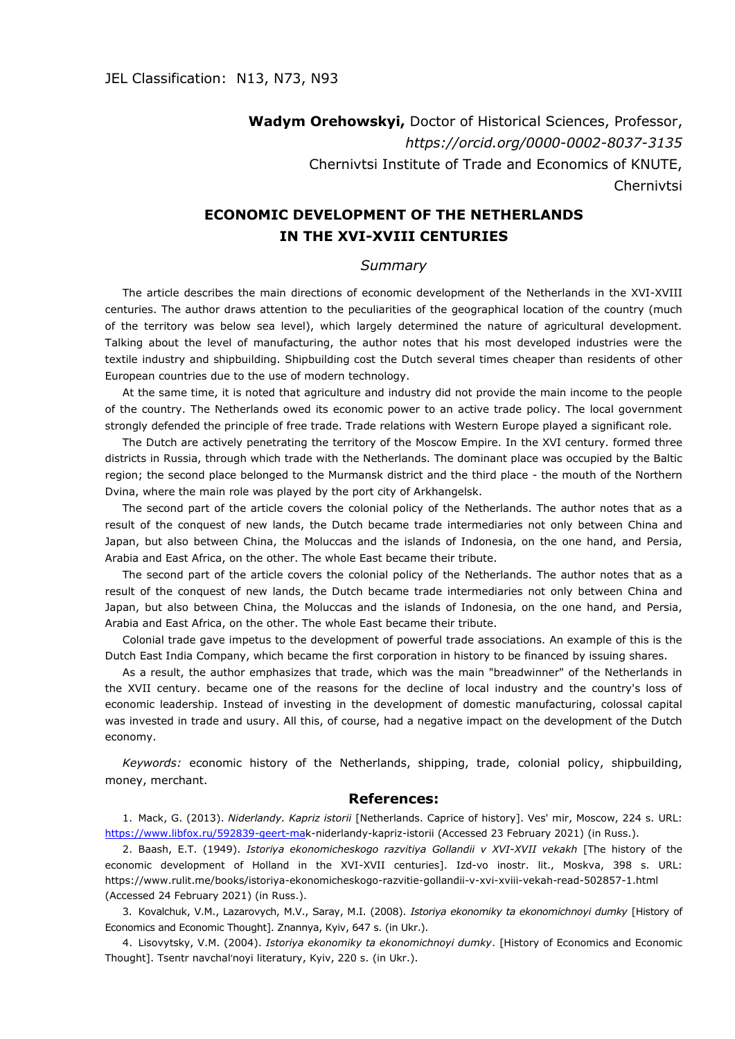JEL Classification: N13, N73, N93

**Wadym Orehowskyi,** Doctor of Historical Sciences, Professor,
*https://orcid.org/0000-0002-8037-3135*
Chernivtsi Institute of Trade and Economics of KNUTE,
Chernivtsi

## ECONOMIC DEVELOPMENT OF THE NETHERLANDS IN THE XVI-XVIII CENTURIES

### *Summary*

The article describes the main directions of economic development of the Netherlands in the XVI-XVIII centuries. The author draws attention to the peculiarities of the geographical location of the country (much of the territory was below sea level), which largely determined the nature of agricultural development. Talking about the level of manufacturing, the author notes that his most developed industries were the textile industry and shipbuilding. Shipbuilding cost the Dutch several times cheaper than residents of other European countries due to the use of modern technology.

At the same time, it is noted that agriculture and industry did not provide the main income to the people of the country. The Netherlands owed its economic power to an active trade policy. The local government strongly defended the principle of free trade. Trade relations with Western Europe played a significant role.

The Dutch are actively penetrating the territory of the Moscow Empire. In the XVI century. formed three districts in Russia, through which trade with the Netherlands. The dominant place was occupied by the Baltic region; the second place belonged to the Murmansk district and the third place - the mouth of the Northern Dvina, where the main role was played by the port city of Arkhangelsk.

The second part of the article covers the colonial policy of the Netherlands. The author notes that as a result of the conquest of new lands, the Dutch became trade intermediaries not only between China and Japan, but also between China, the Moluccas and the islands of Indonesia, on the one hand, and Persia, Arabia and East Africa, on the other. The whole East became their tribute.

The second part of the article covers the colonial policy of the Netherlands. The author notes that as a result of the conquest of new lands, the Dutch became trade intermediaries not only between China and Japan, but also between China, the Moluccas and the islands of Indonesia, on the one hand, and Persia, Arabia and East Africa, on the other. The whole East became their tribute.

Colonial trade gave impetus to the development of powerful trade associations. An example of this is the Dutch East India Company, which became the first corporation in history to be financed by issuing shares.

As a result, the author emphasizes that trade, which was the main "breadwinner" of the Netherlands in the XVII century. became one of the reasons for the decline of local industry and the country's loss of economic leadership. Instead of investing in the development of domestic manufacturing, colossal capital was invested in trade and usury. All this, of course, had a negative impact on the development of the Dutch economy.

*Keywords:* economic history of the Netherlands, shipping, trade, colonial policy, shipbuilding, money, merchant.

### References:

1. Mack, G. (2013). *Niderlandy. Kapriz istorii* [Netherlands. Caprice of history]. Ves' mir, Moscow, 224 s. URL: https://www.libfox.ru/592839-geert-mak-niderlandy-kapriz-istorii (Accessed 23 February 2021) (in Russ.).
2. Baash, E.T. (1949). *Istoriya ekonomicheskogo razvitiya Gollandii v XVI-XVII vekakh* [The history of the economic development of Holland in the XVI-XVII centuries]. Izd-vo inostr. lit., Moskva, 398 s. URL: https://www.rulit.me/books/istoriya-ekonomicheskogo-razvitie-gollandii-v-xvi-xviii-vekah-read-502857-1.html (Accessed 24 February 2021) (in Russ.).
3. Kovalchuk, V.M., Lazarovych, M.V., Saray, M.I. (2008). *Istoriya ekonomiky ta ekonomichnoyi dumky* [History of Economics and Economic Thought]. Znannya, Kyiv, 647 s. (in Ukr.).
4. Lisovytsky, V.M. (2004). *Istoriya ekonomiky ta ekonomichnoyi dumky*. [History of Economics and Economic Thought]. Tsentr navchal'noyi literatury, Kyiv, 220 s. (in Ukr.).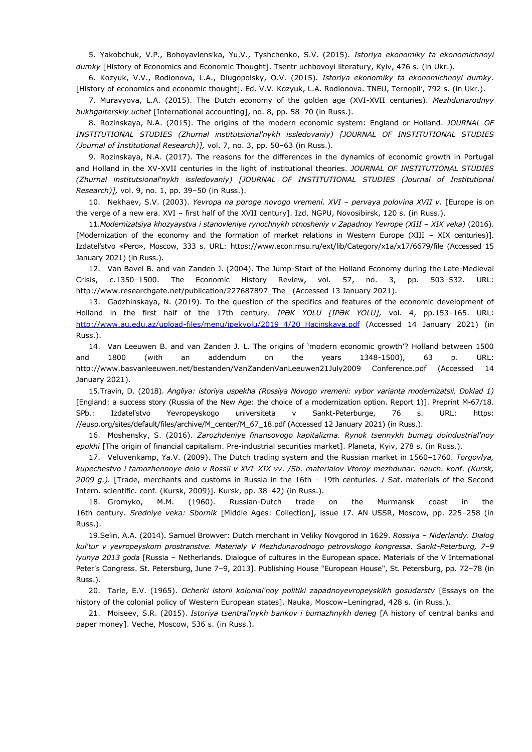5. Yakobchuk, V.P., Bohoyavlens'ka, Yu.V., Tyshchenko, S.V. (2015). *Istoriya ekonomiky ta ekonomichnoyi dumky* [History of Economics and Economic Thought]. Tsentr uchbovoyi literatury, Kyiv, 476 s. (in Ukr.).

6. Kozyuk, V.V., Rodionova, L.A., Dlugopolsky, O.V. (2015). *Istoriya ekonomiky ta ekonomichnoyi dumky.* [History of economics and economic thought]. Ed. V.V. Kozyuk, L.A. Rodionova. TNEU, Ternopil', 792 s. (in Ukr.).

7. Muravyova, L.A. (2015). The Dutch economy of the golden age (XVI-XVII centuries). *Mezhdunarodnyy bukhgalterskiy uchet* [International accounting], no. 8, pp. 58–70 (in Russ.).

8. Rozinskaya, N.A. (2015). The origins of the modern economic system: England or Holland. *JOURNAL OF INSTITUTIONAL STUDIES (Zhurnal institutsional'nykh issledovaniy) [JOURNAL OF INSTITUTIONAL STUDIES (Journal of Institutional Research)],* vol. 7, no. 3, pp. 50–63 (in Russ.).

9. Rozinskaya, N.A. (2017). The reasons for the differences in the dynamics of economic growth in Portugal and Holland in the XV-XVII centuries in the light of institutional theories. *JOURNAL OF INSTITUTIONAL STUDIES (Zhurnal institutsional'nykh issledovaniy) [JOURNAL OF INSTITUTIONAL STUDIES (Journal of Institutional Research)],* vol. 9, no. 1, pp. 39–50 (in Russ.).

10. Nekhaev, S.V. (2003). *Yevropa na poroge novogo vremeni. XVI – pervaya polovina XVII v.* [Europe is on the verge of a new era. XVI – first half of the XVII century]. Izd. NGPU, Novosibirsk, 120 s. (in Russ.).

11. *Modernizatsiya khozyaystva i stanovleniye rynochnykh otnosheniy v Zapadnoy Yevrope (XIII – XIX veka)* (2016). [Modernization of the economy and the formation of market relations in Western Europe (XIII – XIX centuries)]. Izdatel'stvo «Pero», Moscow, 333 s. URL: https://www.econ.msu.ru/ext/lib/Category/x1a/x17/6679/file (Accessed 15 January 2021) (in Russ.).

12. Van Bavel B. and van Zanden J. (2004). The Jump-Start of the Holland Economy during the Late-Medieval Crisis, c.1350–1500. The Economic History Review, vol. 57, no. 3, pp. 503–532. URL: http://www.researchgate.net/publication/227687897_The_ (Accessed 13 January 2021).

13. Gadzhinskaya, N. (2019). To the question of the specifics and features of the economic development of Holland in the first half of the 17th century. *İPƏK YOLU [İPƏK YOLU],* vol. 4, pp.153–165. URL: http://www.au.edu.az/upload-files/menu/ipekyolu/2019_4/20_Hacinskaya.pdf (Accessed 14 January 2021) (in Russ.).

14. Van Leeuwen B. and van Zanden J. L. The origins of 'modern economic growth'? Holland between 1500 and 1800 (with an addendum on the years 1348-1500), 63 p. URL: http://www.basvanleeuwen.net/bestanden/VanZandenVanLeeuwen21July2009 Conference.pdf (Accessed 14 January 2021).

15. Travin, D. (2018). *Angliya: istoriya uspekha (Rossiya Novogo vremeni: vybor varianta modernizatsii. Doklad 1)* [England: a success story (Russia of the New Age: the choice of a modernization option. Report 1)]. Preprint M-67/18. SPb.: Izdatel'stvo Yevropeyskogo universiteta v Sankt-Peterburge, 76 s. URL: https: //eusp.org/sites/default/files/archive/M_center/M_67_18.pdf (Accessed 12 January 2021) (in Russ.).

16. Moshensky, S. (2016). *Zarozhdeniye finansovogo kapitalizma. Rynok tsennykh bumag doindustrial'noy epokhi* [The origin of financial capitalism. Pre-industrial securities market]. Planeta, Kyiv, 278 s. (in Russ.).

17. Veluvenkamp, Ya.V. (2009). The Dutch trading system and the Russian market in 1560–1760. *Torgovlya, kupechestvo i tamozhennoye delo v Rossii v XVI–XIX vv. /Sb. materialov Vtoroy mezhdunar. nauch. konf. (Kursk, 2009 g.).* [Trade, merchants and customs in Russia in the 16th – 19th centuries. / Sat. materials of the Second Intern. scientific. conf. (Kursk, 2009)]. Kursk, pp. 38–42) (in Russ.).

18. Gromyko, M.M. (1960). Russian-Dutch trade on the Murmansk coast in the 16th century. *Sredniye veka: Sbornik* [Middle Ages: Collection], issue 17. AN USSR, Moscow, pp. 225–258 (in Russ.).

19. Selin, A.A. (2014). Samuel Browver: Dutch merchant in Veliky Novgorod in 1629. *Rossiya – Niderlandy. Dialog kul'tur v yevropeyskom prostranstve. Materialy V Mezhdunarodnogo petrovskogo kongressa. Sankt-Peterburg, 7–9 iyunya 2013 goda* [Russia – Netherlands. Dialogue of cultures in the European space. Materials of the V International Peter's Congress. St. Petersburg, June 7–9, 2013]. Publishing House "European House", St. Petersburg, pp. 72–78 (in Russ.).

20. Tarle, E.V. (1965). *Ocherki istorii kolonial'noy politiki zapadnoyevropeyskikh gosudarstv* [Essays on the history of the colonial policy of Western European states]. Nauka, Moscow–Leningrad, 428 s. (in Russ.).

21. Moiseev, S.R. (2015). *Istoriya tsentral'nykh bankov i bumazhnykh deneg* [A history of central banks and paper money]. Veche, Moscow, 536 s. (in Russ.).